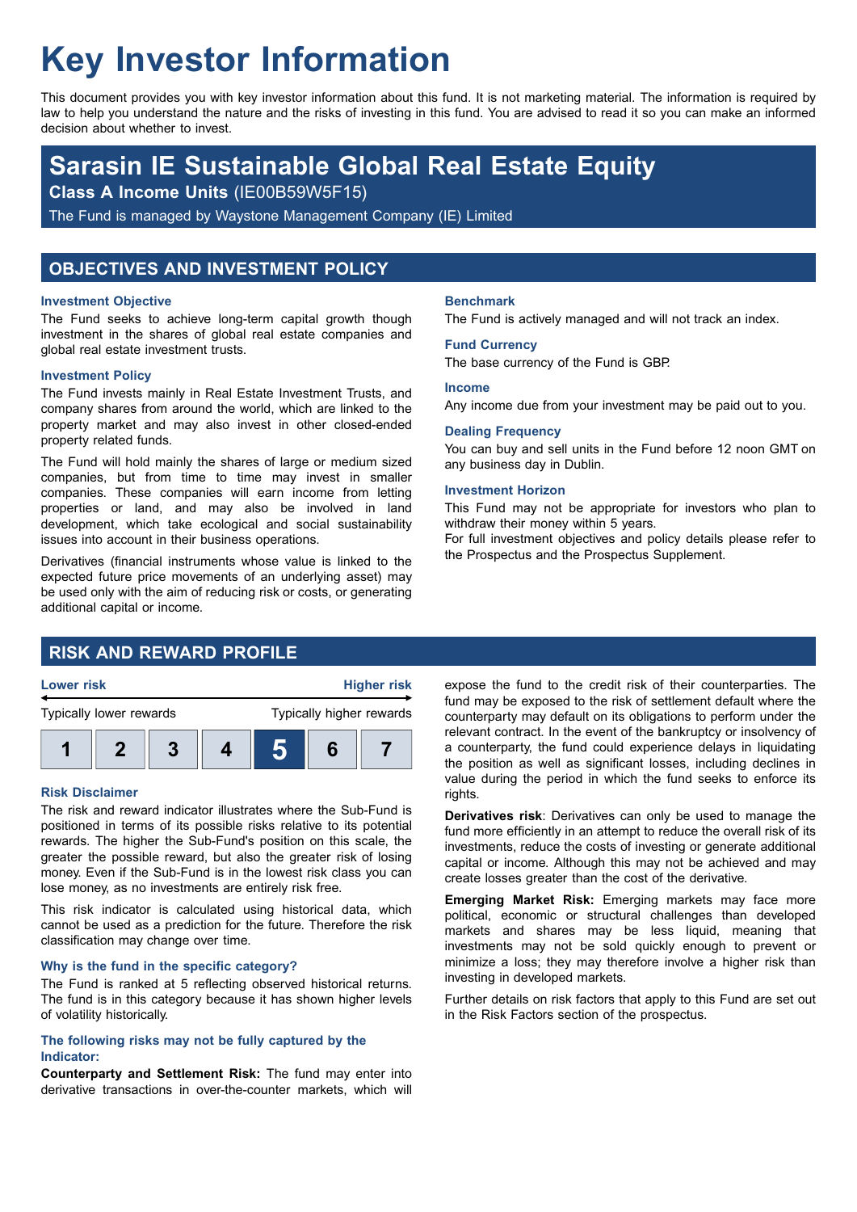# Key Investor Information

This document provides you with key investor information about this fund. It is not marketing material. The information is required by law to help you understand the nature and the risks of investing in this fund. You are advised to read it so you can make an informed decision about whether to invest.

## Sarasin IE Sustainable Global Real Estate Equity

**Class A Income Units** (IE00B59W5F15)

The Fund is managed by Waystone Management Company (IE) Limited

## OBJECTIVES AND INVESTMENT POLICY

### Investment Objective

The Fund seeks to achieve long-term capital growth though investment in the shares of global real estate companies and global real estate investment trusts.

### Investment Policy

The Fund invests mainly in Real Estate Investment Trusts, and company shares from around the world, which are linked to the property market and may also invest in other closed-ended property related funds.

The Fund will hold mainly the shares of large or medium sized companies, but from time to time may invest in smaller companies. These companies will earn income from letting properties or land, and may also be involved in land development, which take ecological and social sustainability issues into account in their business operations.

Derivatives (financial instruments whose value is linked to the expected future price movements of an underlying asset) may be used only with the aim of reducing risk or costs, or generating additional capital or income.

### Benchmark

The Fund is actively managed and will not track an index.

### Fund Currency

The base currency of the Fund is GBP.

### Income

Any income due from your investment may be paid out to you.

### Dealing Frequency

You can buy and sell units in the Fund before 12 noon GMT on any business day in Dublin.

### Investment Horizon

This Fund may not be appropriate for investors who plan to withdraw their money within 5 years.

For full investment objectives and policy details please refer to the Prospectus and the Prospectus Supplement.

## RISK AND REWARD PROFILE

| Lower risk | | | | | | Higher risk |
|---|---|---|---|---|---|---|
| Typically lower rewards | | | | | | Typically higher rewards |
| 1 | 2 | 3 | 4 | **5** | 6 | 7 |

### Risk Disclaimer

The risk and reward indicator illustrates where the Sub-Fund is positioned in terms of its possible risks relative to its potential rewards. The higher the Sub-Fund's position on this scale, the greater the possible reward, but also the greater risk of losing money. Even if the Sub-Fund is in the lowest risk class you can lose money, as no investments are entirely risk free.

This risk indicator is calculated using historical data, which cannot be used as a prediction for the future. Therefore the risk classification may change over time.

### Why is the fund in the specific category?

The Fund is ranked at 5 reflecting observed historical returns. The fund is in this category because it has shown higher levels of volatility historically.

### The following risks may not be fully captured by the Indicator:

**Counterparty and Settlement Risk:** The fund may enter into derivative transactions in over-the-counter markets, which will expose the fund to the credit risk of their counterparties. The fund may be exposed to the risk of settlement default where the counterparty may default on its obligations to perform under the relevant contract. In the event of the bankruptcy or insolvency of a counterparty, the fund could experience delays in liquidating the position as well as significant losses, including declines in value during the period in which the fund seeks to enforce its rights.

**Derivatives risk**: Derivatives can only be used to manage the fund more efficiently in an attempt to reduce the overall risk of its investments, reduce the costs of investing or generate additional capital or income. Although this may not be achieved and may create losses greater than the cost of the derivative.

**Emerging Market Risk:** Emerging markets may face more political, economic or structural challenges than developed markets and shares may be less liquid, meaning that investments may not be sold quickly enough to prevent or minimize a loss; they may therefore involve a higher risk than investing in developed markets.

Further details on risk factors that apply to this Fund are set out in the Risk Factors section of the prospectus.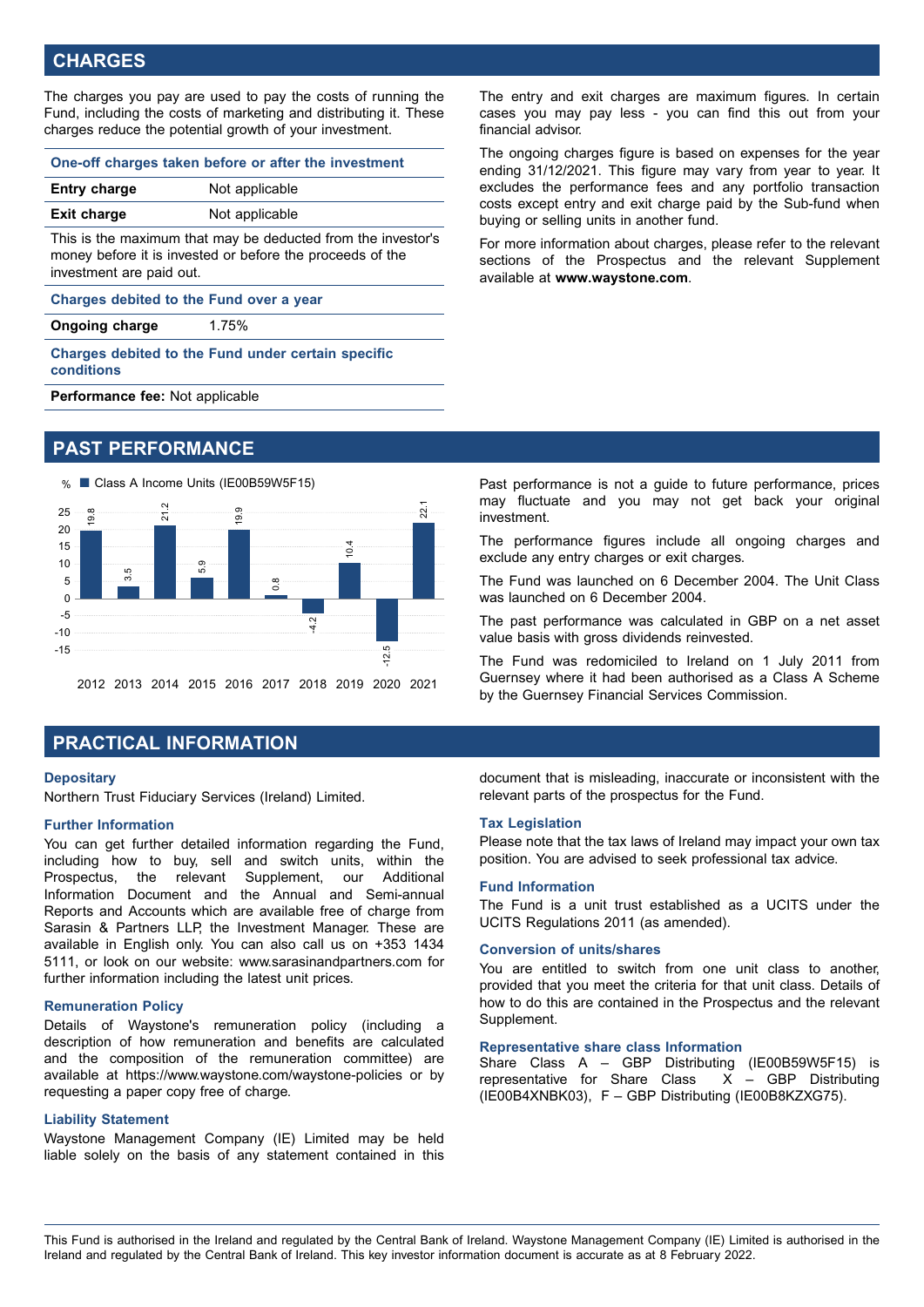## CHARGES

The charges you pay are used to pay the costs of running the Fund, including the costs of marketing and distributing it. These charges reduce the potential growth of your investment.

| One-off charges taken before or after the investment | |
|---|---|
| **Entry charge** | Not applicable |
| **Exit charge** | Not applicable |
| This is the maximum that may be deducted from the investor's money before it is invested or before the proceeds of the investment are paid out. | |
| **Charges debited to the Fund over a year** | |
| **Ongoing charge** | 1.75% |
| **Charges debited to the Fund under certain specific conditions** | |
| **Performance fee:** Not applicable | |

The entry and exit charges are maximum figures. In certain cases you may pay less - you can find this out from your financial advisor.

The ongoing charges figure is based on expenses for the year ending 31/12/2021. This figure may vary from year to year. It excludes the performance fees and any portfolio transaction costs except entry and exit charge paid by the Sub-fund when buying or selling units in another fund.

For more information about charges, please refer to the relevant sections of the Prospectus and the relevant Supplement available at **www.waystone.com**.

## PAST PERFORMANCE

%
Class A Income Units (IE00B59W5F15)

25
20
15
10
5
0
-5
-10
-15

19.8
3.5
21.2
5.9
19.9
0.8
-4.2
10.4
-12.5
22.1

2012 2013 2014 2015 2016 2017 2018 2019 2020 2021

Past performance is not a guide to future performance, prices may fluctuate and you may not get back your original investment.

The performance figures include all ongoing charges and exclude any entry charges or exit charges.

The Fund was launched on 6 December 2004. The Unit Class was launched on 6 December 2004.

The past performance was calculated in GBP on a net asset value basis with gross dividends reinvested.

The Fund was redomiciled to Ireland on 1 July 2011 from Guernsey where it had been authorised as a Class A Scheme by the Guernsey Financial Services Commission.

## PRACTICAL INFORMATION

### Depositary

Northern Trust Fiduciary Services (Ireland) Limited.

### Further Information

You can get further detailed information regarding the Fund, including how to buy, sell and switch units, within the Prospectus, the relevant Supplement, our Additional Information Document and the Annual and Semi-annual Reports and Accounts which are available free of charge from Sarasin & Partners LLP, the Investment Manager. These are available in English only. You can also call us on +353 1434 5111, or look on our website: www.sarasinandpartners.com for further information including the latest unit prices.

### Remuneration Policy

Details of Waystone's remuneration policy (including a description of how remuneration and benefits are calculated and the composition of the remuneration committee) are available at https://www.waystone.com/waystone-policies or by requesting a paper copy free of charge.

### Liability Statement

Waystone Management Company (IE) Limited may be held liable solely on the basis of any statement contained in this document that is misleading, inaccurate or inconsistent with the relevant parts of the prospectus for the Fund.

### Tax Legislation

Please note that the tax laws of Ireland may impact your own tax position. You are advised to seek professional tax advice.

### Fund Information

The Fund is a unit trust established as a UCITS under the UCITS Regulations 2011 (as amended).

### Conversion of units/shares

You are entitled to switch from one unit class to another, provided that you meet the criteria for that unit class. Details of how to do this are contained in the Prospectus and the relevant Supplement.

### Representative share class Information

Share Class A – GBP Distributing (IE00B59W5F15) is representative for Share Class X – GBP Distributing (IE00B4XNBK03), F – GBP Distributing (IE00B8KZXG75).

This Fund is authorised in the Ireland and regulated by the Central Bank of Ireland. Waystone Management Company (IE) Limited is authorised in the Ireland and regulated by the Central Bank of Ireland. This key investor information document is accurate as at 8 February 2022.